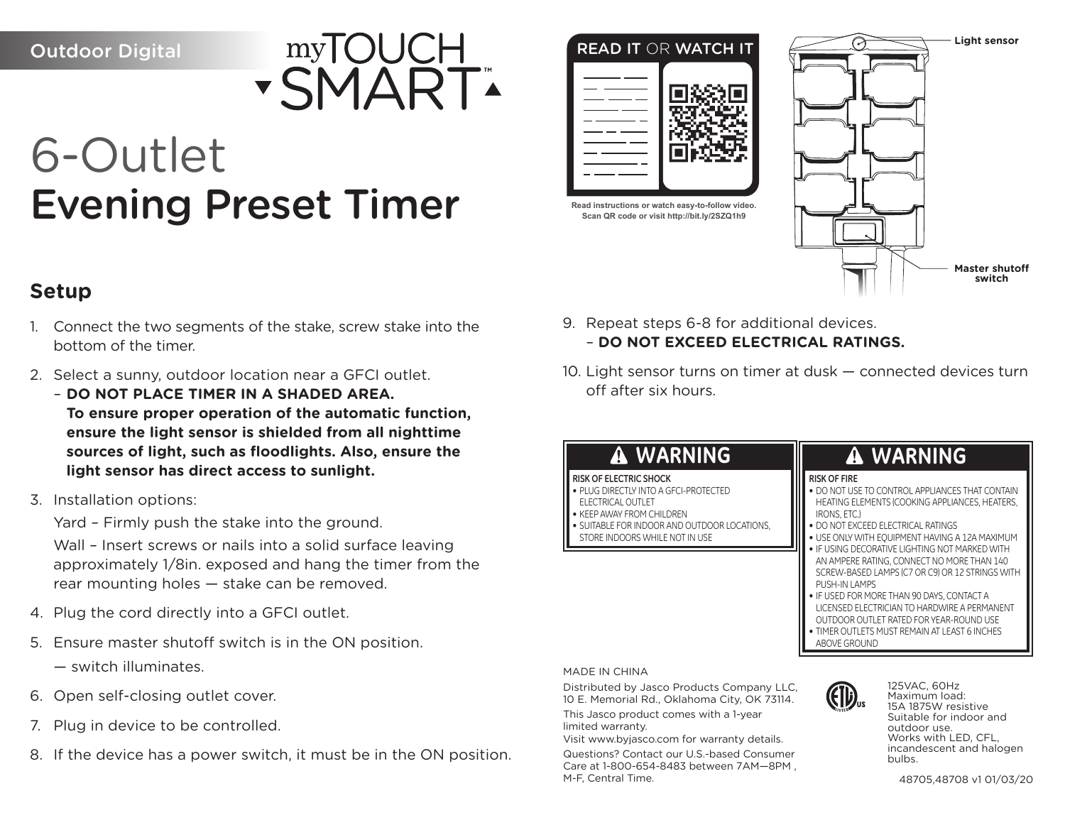Outdoor Digital

myTOUCH SMART™

# 6-Outlet
# Evening Preset Timer

READ IT OR WATCH IT

Read instructions or watch easy-to-follow video.
Scan QR code or visit http://bit.ly/2SZQ1h9

Light sensor

Master shutoff switch

## Setup

1. Connect the two segments of the stake, screw stake into the bottom of the timer.
2. Select a sunny, outdoor location near a GFCI outlet.
   – **DO NOT PLACE TIMER IN A SHADED AREA. To ensure proper operation of the automatic function, ensure the light sensor is shielded from all nighttime sources of light, such as floodlights. Also, ensure the light sensor has direct access to sunlight.**
3. Installation options:

   Yard – Firmly push the stake into the ground.

   Wall – Insert screws or nails into a solid surface leaving approximately 1/8in. exposed and hang the timer from the rear mounting holes — stake can be removed.
4. Plug the cord directly into a GFCI outlet.
5. Ensure master shutoff switch is in the ON position.

   — switch illuminates.
6. Open self-closing outlet cover.
7. Plug in device to be controlled.
8. If the device has a power switch, it must be in the ON position.
9. Repeat steps 6-8 for additional devices.
   – **DO NOT EXCEED ELECTRICAL RATINGS.**
10. Light sensor turns on timer at dusk — connected devices turn off after six hours.

### ⚠ WARNING

RISK OF ELECTRIC SHOCK

- PLUG DIRECTLY INTO A GFCI-PROTECTED ELECTRICAL OUTLET
- KEEP AWAY FROM CHILDREN
- SUITABLE FOR INDOOR AND OUTDOOR LOCATIONS, STORE INDOORS WHILE NOT IN USE

### ⚠ WARNING

RISK OF FIRE

- DO NOT USE TO CONTROL APPLIANCES THAT CONTAIN HEATING ELEMENTS (COOKING APPLIANCES, HEATERS, IRONS, ETC.)
- DO NOT EXCEED ELECTRICAL RATINGS
- USE ONLY WITH EQUIPMENT HAVING A 12A MAXIMUM
- IF USING DECORATIVE LIGHTING NOT MARKED WITH AN AMPERE RATING, CONNECT NO MORE THAN 140 SCREW-BASED LAMPS (C7 OR C9) OR 12 STRINGS WITH PUSH-IN LAMPS
- IF USED FOR MORE THAN 90 DAYS, CONTACT A LICENSED ELECTRICIAN TO HARDWIRE A PERMANENT OUTDOOR OUTLET RATED FOR YEAR-ROUND USE
- TIMER OUTLETS MUST REMAIN AT LEAST 6 INCHES ABOVE GROUND

MADE IN CHINA

Distributed by Jasco Products Company LLC, 10 E. Memorial Rd., Oklahoma City, OK 73114.

This Jasco product comes with a 1-year limited warranty.

Visit www.byjasco.com for warranty details.

Questions? Contact our U.S.-based Consumer Care at 1-800-654-8483 between 7AM—8PM , M-F, Central Time.

125VAC, 60Hz
Maximum load:
15A 1875W resistive
Suitable for indoor and outdoor use.
Works with LED, CFL, incandescent and halogen bulbs.

48705,48708 v1 01/03/20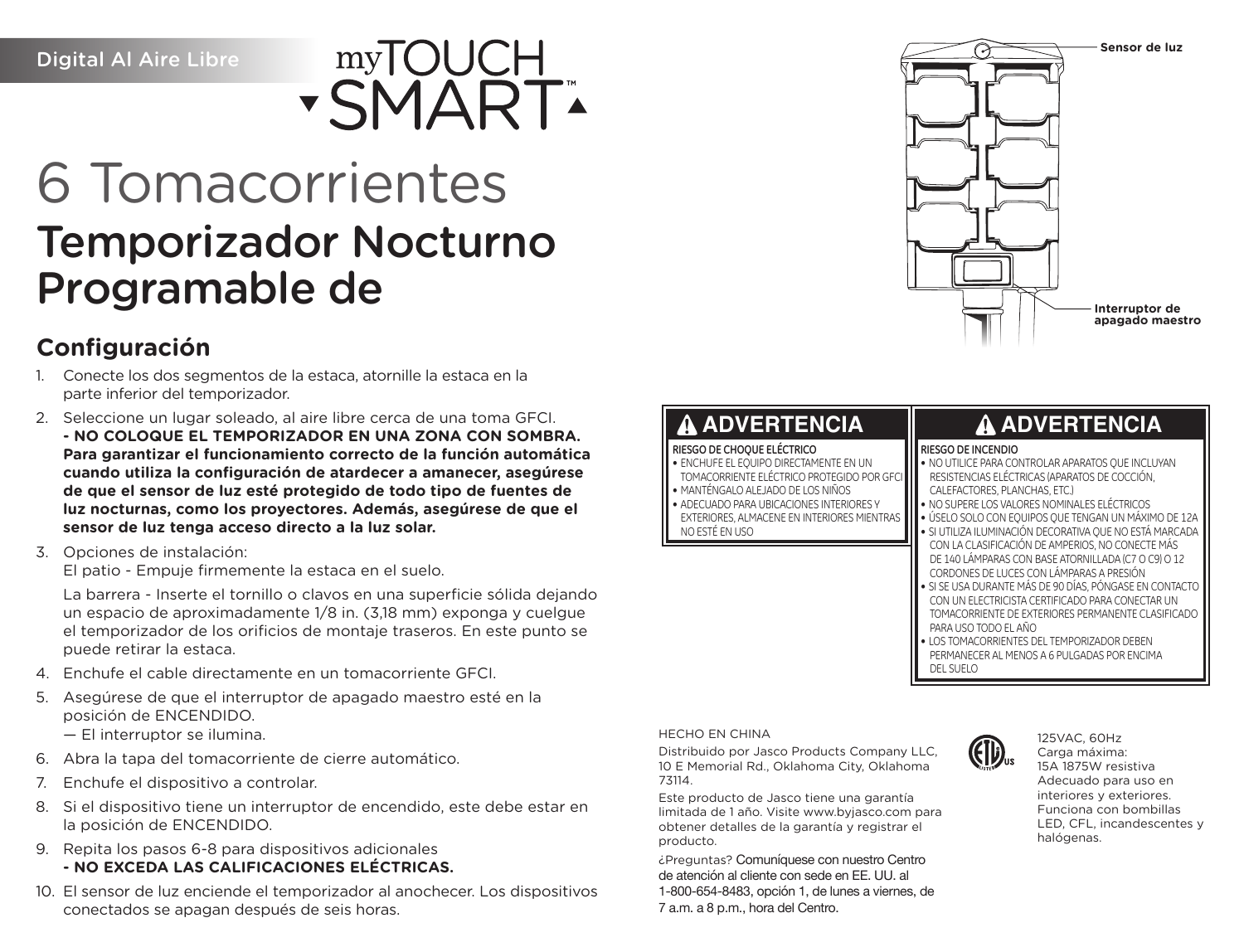Digital Al Aire Libre

myTOUCH SMART™

# 6 Tomacorrientes

# Temporizador Nocturno Programable de

Sensor de luz

Interruptor de apagado maestro

## Configuración

1. Conecte los dos segmentos de la estaca, atornille la estaca en la parte inferior del temporizador.
2. Seleccione un lugar soleado, al aire libre cerca de una toma GFCI. **- NO COLOQUE EL TEMPORIZADOR EN UNA ZONA CON SOMBRA. Para garantizar el funcionamiento correcto de la función automática cuando utiliza la configuración de atardecer a amanecer, asegúrese de que el sensor de luz esté protegido de todo tipo de fuentes de luz nocturnas, como los proyectores. Además, asegúrese de que el sensor de luz tenga acceso directo a la luz solar.**
3. Opciones de instalación:
   El patio - Empuje firmemente la estaca en el suelo.

   La barrera - Inserte el tornillo o clavos en una superficie sólida dejando un espacio de aproximadamente 1/8 in. (3,18 mm) exponga y cuelgue el temporizador de los orificios de montaje traseros. En este punto se puede retirar la estaca.
4. Enchufe el cable directamente en un tomacorriente GFCI.
5. Asegúrese de que el interruptor de apagado maestro esté en la posición de ENCENDIDO.
   — El interruptor se ilumina.
6. Abra la tapa del tomacorriente de cierre automático.
7. Enchufe el dispositivo a controlar.
8. Si el dispositivo tiene un interruptor de encendido, este debe estar en la posición de ENCENDIDO.
9. Repita los pasos 6-8 para dispositivos adicionales **- NO EXCEDA LAS CALIFICACIONES ELÉCTRICAS.**
10. El sensor de luz enciende el temporizador al anochecer. Los dispositivos conectados se apagan después de seis horas.

### ⚠ ADVERTENCIA

RIESGO DE CHOQUE ELÉCTRICO

- ENCHUFE EL EQUIPO DIRECTAMENTE EN UN TOMACORRIENTE ELÉCTRICO PROTEGIDO POR GFCI
- MANTÉNGALO ALEJADO DE LOS NIÑOS
- ADECUADO PARA UBICACIONES INTERIORES Y EXTERIORES, ALMACENE EN INTERIORES MIENTRAS NO ESTÉ EN USO

### ⚠ ADVERTENCIA

RIESGO DE INCENDIO

- NO UTILICE PARA CONTROLAR APARATOS QUE INCLUYAN RESISTENCIAS ELÉCTRICAS (APARATOS DE COCCIÓN, CALEFACTORES, PLANCHAS, ETC.)
- NO SUPERE LOS VALORES NOMINALES ELÉCTRICOS
- ÚSELO SOLO CON EQUIPOS QUE TENGAN UN MÁXIMO DE 12A
- SI UTILIZA ILUMINACIÓN DECORATIVA QUE NO ESTÁ MARCADA CON LA CLASIFICACIÓN DE AMPERIOS, NO CONECTE MÁS DE 140 LÁMPARAS CON BASE ATORNILLADA (C7 O C9) O 12 CORDONES DE LUCES CON LÁMPARAS A PRESIÓN
- SI SE USA DURANTE MÁS DE 90 DÍAS, PÓNGASE EN CONTACTO CON UN ELECTRICISTA CERTIFICADO PARA CONECTAR UN TOMACORRIENTE DE EXTERIORES PERMANENTE CLASIFICADO PARA USO TODO EL AÑO
- LOS TOMACORRIENTES DEL TEMPORIZADOR DEBEN PERMANECER AL MENOS A 6 PULGADAS POR ENCIMA DEL SUELO

HECHO EN CHINA

Distribuido por Jasco Products Company LLC, 10 E Memorial Rd., Oklahoma City, Oklahoma 73114.

Este producto de Jasco tiene una garantía limitada de 1 año. Visite www.byjasco.com para obtener detalles de la garantía y registrar el producto.

¿Preguntas? Comuníquese con nuestro Centro de atención al cliente con sede en EE. UU. al 1-800-654-8483, opción 1, de lunes a viernes, de 7 a.m. a 8 p.m., hora del Centro.

ETL LISTED US

125VAC, 60Hz
Carga máxima:
15A 1875W resistiva
Adecuado para uso en interiores y exteriores.
Funciona con bombillas LED, CFL, incandescentes y halógenas.